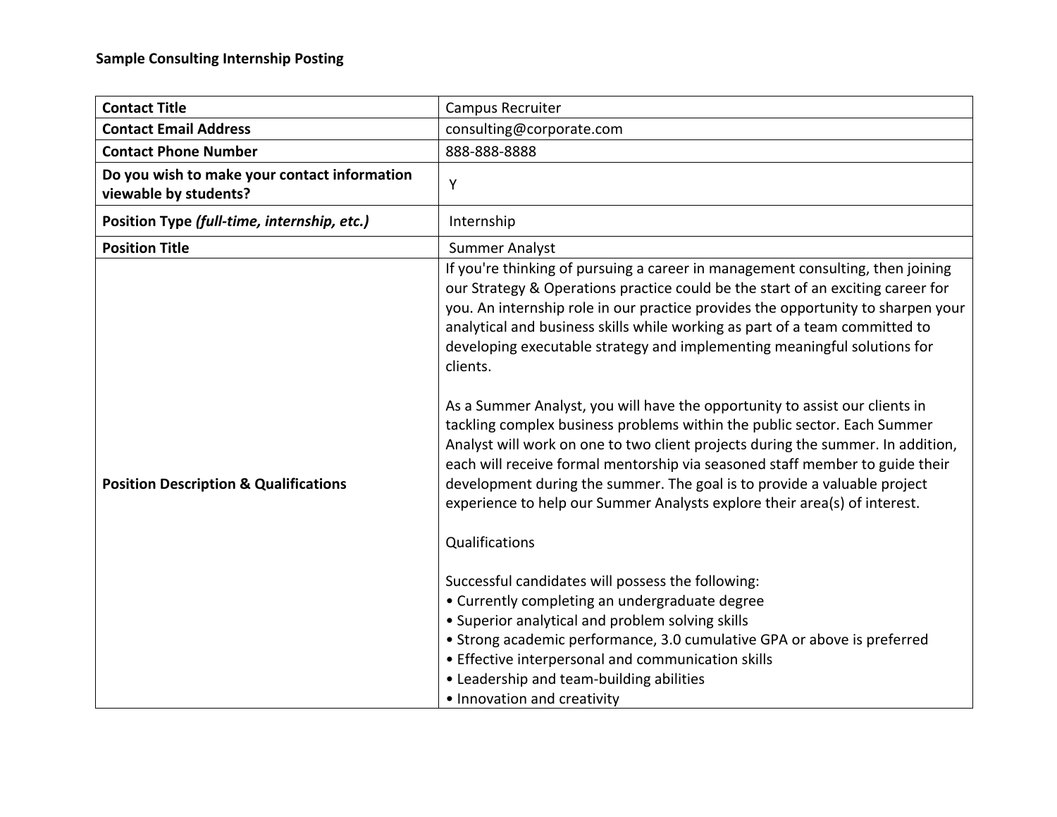**Sample Consulting Internship Posting**

| | |
|---|---|
| **Contact Title** | Campus Recruiter |
| **Contact Email Address** | consulting@corporate.com |
| **Contact Phone Number** | 888-888-8888 |
| **Do you wish to make your contact information viewable by students?** | Y |
| **Position Type *(full-time, internship, etc.)*** | Internship |
| **Position Title** | Summer Analyst |
| **Position Description & Qualifications** | If you're thinking of pursuing a career in management consulting, then joining our Strategy & Operations practice could be the start of an exciting career for you. An internship role in our practice provides the opportunity to sharpen your analytical and business skills while working as part of a team committed to developing executable strategy and implementing meaningful solutions for clients.<br><br>As a Summer Analyst, you will have the opportunity to assist our clients in tackling complex business problems within the public sector. Each Summer Analyst will work on one to two client projects during the summer. In addition, each will receive formal mentorship via seasoned staff member to guide their development during the summer. The goal is to provide a valuable project experience to help our Summer Analysts explore their area(s) of interest.<br><br>Qualifications<br><br>Successful candidates will possess the following:<br>• Currently completing an undergraduate degree<br>• Superior analytical and problem solving skills<br>• Strong academic performance, 3.0 cumulative GPA or above is preferred<br>• Effective interpersonal and communication skills<br>• Leadership and team-building abilities<br>• Innovation and creativity |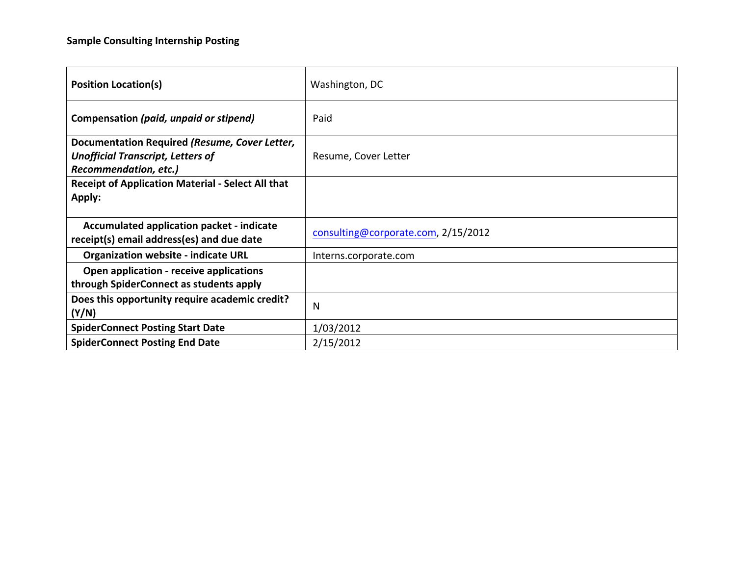**Sample Consulting Internship Posting**

| | |
|---|---|
| **Position Location(s)** | Washington, DC |
| **Compensation** ***(paid, unpaid or stipend)*** | Paid |
| **Documentation Required** ***(Resume, Cover Letter, Unofficial Transcript, Letters of Recommendation, etc.)*** | Resume, Cover Letter |
| **Receipt of Application Material - Select All that Apply:** | |
| **Accumulated application packet - indicate receipt(s) email address(es) and due date** | consulting@corporate.com, 2/15/2012 |
| **Organization website - indicate URL** | Interns.corporate.com |
| **Open application - receive applications through SpiderConnect as students apply** | |
| **Does this opportunity require academic credit? (Y/N)** | N |
| **SpiderConnect Posting Start Date** | 1/03/2012 |
| **SpiderConnect Posting End Date** | 2/15/2012 |